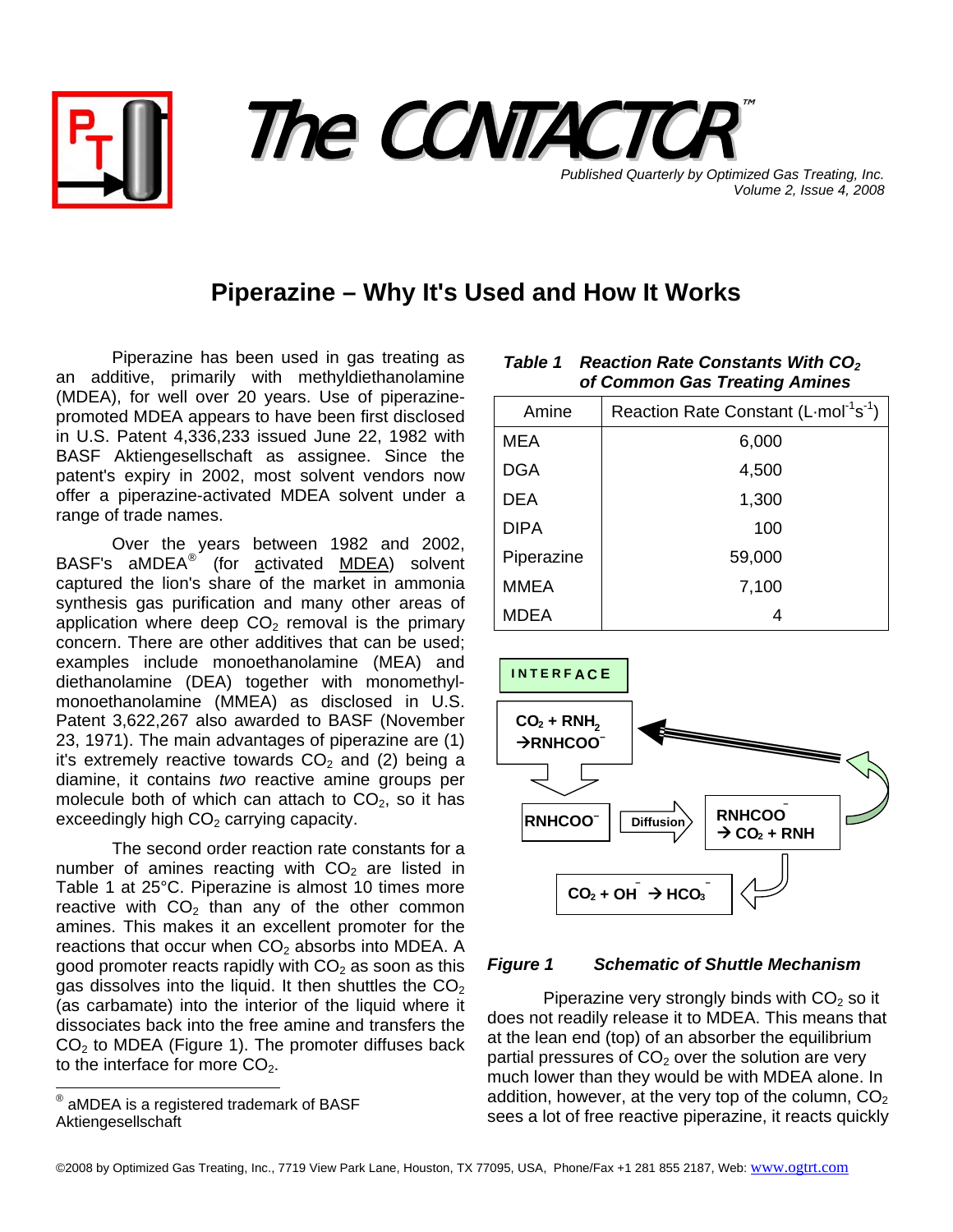# The CONTACTOR™

*Published Quarterly by Optimized Gas Treating, Inc.*
*Volume 2, Issue 4, 2008*

## Piperazine – Why It's Used and How It Works

Piperazine has been used in gas treating as an additive, primarily with methyldiethanolamine (MDEA), for well over 20 years. Use of piperazine-promoted MDEA appears to have been first disclosed in U.S. Patent 4,336,233 issued June 22, 1982 with BASF Aktiengesellschaft as assignee. Since the patent's expiry in 2002, most solvent vendors now offer a piperazine-activated MDEA solvent under a range of trade names.

Over the years between 1982 and 2002, BASF's aMDEA® (for activated MDEA) solvent captured the lion's share of the market in ammonia synthesis gas purification and many other areas of application where deep $CO_2$ removal is the primary concern. There are other additives that can be used; examples include monoethanolamine (MEA) and diethanolamine (DEA) together with monomethyl-monoethanolamine (MMEA) as disclosed in U.S. Patent 3,622,267 also awarded to BASF (November 23, 1971). The main advantages of piperazine are (1) it's extremely reactive towards $CO_2$ and (2) being a diamine, it contains *two* reactive amine groups per molecule both of which can attach to $CO_2$, so it has exceedingly high $CO_2$ carrying capacity.

The second order reaction rate constants for a number of amines reacting with $CO_2$ are listed in Table 1 at 25°C. Piperazine is almost 10 times more reactive with $CO_2$ than any of the other common amines. This makes it an excellent promoter for the reactions that occur when $CO_2$ absorbs into MDEA. A good promoter reacts rapidly with $CO_2$ as soon as this gas dissolves into the liquid. It then shuttles the $CO_2$ (as carbamate) into the interior of the liquid where it dissociates back into the free amine and transfers the $CO_2$ to MDEA (Figure 1). The promoter diffuses back to the interface for more $CO_2$.

® aMDEA is a registered trademark of BASF Aktiengesellschaft

***Table 1 Reaction Rate Constants With $CO_2$ of Common Gas Treating Amines***

| Amine | Reaction Rate Constant ($L \cdot mol^{-1} s^{-1}$) |
|---|---|
| MEA | 6,000 |
| DGA | 4,500 |
| DEA | 1,300 |
| DIPA | 100 |
| Piperazine | 59,000 |
| MMEA | 7,100 |
| MDEA | 4 |

INTERFACE

$CO_2 + RNH_2 \rightarrow RNHCOO^-$

$RNHCOO^-$ → Diffusion → $RNHCOO^- \rightarrow CO_2 + RNH$

$CO_2 + OH^- \rightarrow HCO_3^-$

***Figure 1 Schematic of Shuttle Mechanism***

Piperazine very strongly binds with $CO_2$ so it does not readily release it to MDEA. This means that at the lean end (top) of an absorber the equilibrium partial pressures of $CO_2$ over the solution are very much lower than they would be with MDEA alone. In addition, however, at the very top of the column, $CO_2$ sees a lot of free reactive piperazine, it reacts quickly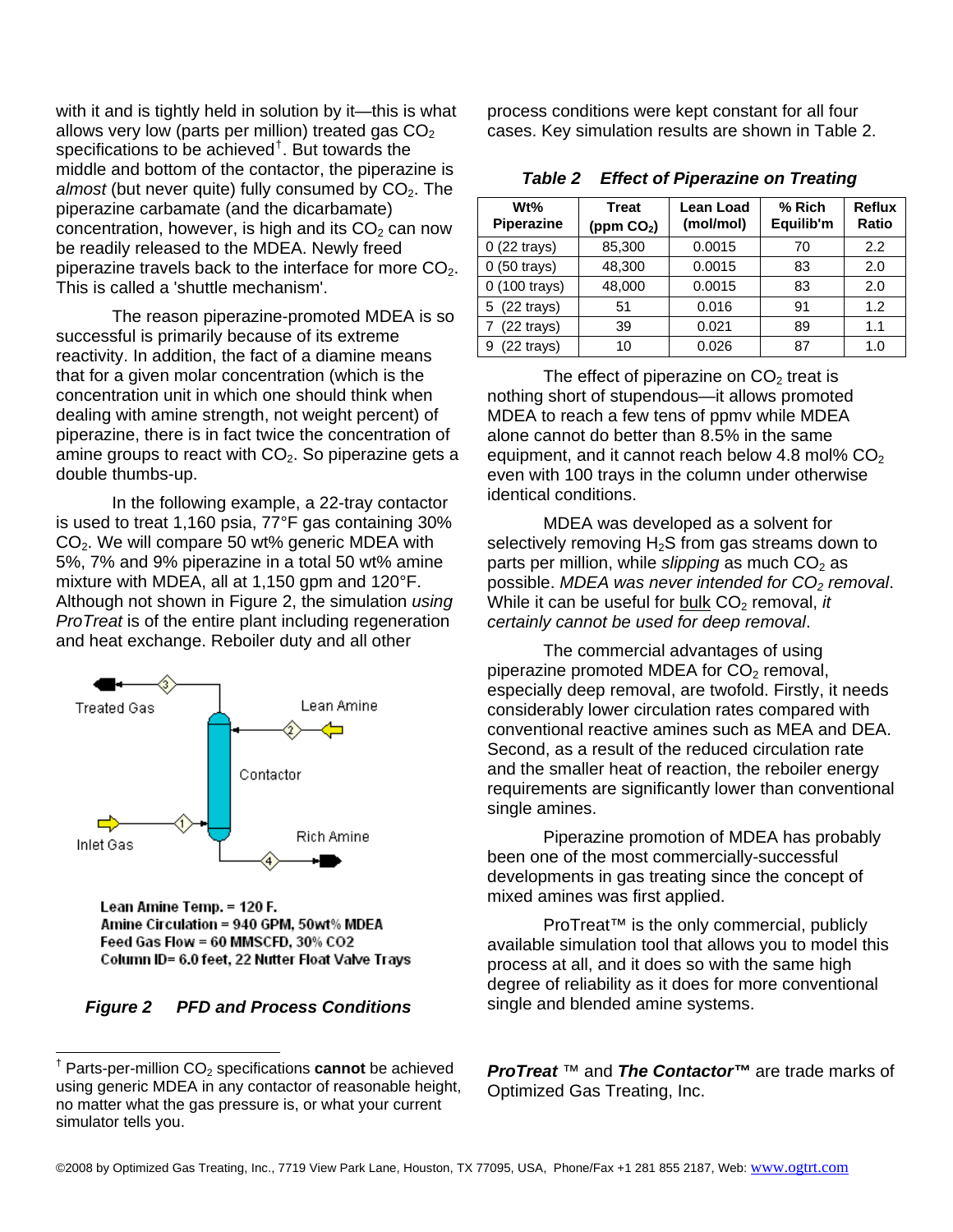with it and is tightly held in solution by it—this is what allows very low (parts per million) treated gas $CO_2$ specifications to be achieved†. But towards the middle and bottom of the contactor, the piperazine is *almost* (but never quite) fully consumed by $CO_2$. The piperazine carbamate (and the dicarbamate) concentration, however, is high and its $CO_2$ can now be readily released to the MDEA. Newly freed piperazine travels back to the interface for more $CO_2$. This is called a 'shuttle mechanism'.

The reason piperazine-promoted MDEA is so successful is primarily because of its extreme reactivity. In addition, the fact of a diamine means that for a given molar concentration (which is the concentration unit in which one should think when dealing with amine strength, not weight percent) of piperazine, there is in fact twice the concentration of amine groups to react with $CO_2$. So piperazine gets a double thumbs-up.

In the following example, a 22-tray contactor is used to treat 1,160 psia, 77°F gas containing 30% $CO_2$. We will compare 50 wt% generic MDEA with 5%, 7% and 9% piperazine in a total 50 wt% amine mixture with MDEA, all at 1,150 gpm and 120°F. Although not shown in Figure 2, the simulation *using ProTreat* is of the entire plant including regeneration and heat exchange. Reboiler duty and all other process conditions were kept constant for all four cases. Key simulation results are shown in Table 2.

Treated Gas
Lean Amine
Contactor
Inlet Gas
Rich Amine

**Lean Amine Temp. = 120 F.**
**Amine Circulation = 940 GPM, 50wt% MDEA**
**Feed Gas Flow = 60 MMSCFD, 30% CO2**
**Column ID= 6.0 feet, 22 Nutter Float Valve Trays**

***Figure 2 PFD and Process Conditions***

***Table 2 Effect of Piperazine on Treating***

| Wt% Piperazine | Treat (ppm $CO_2$) | Lean Load (mol/mol) | % Rich Equilib'm | Reflux Ratio |
|---|---|---|---|---|
| 0 (22 trays) | 85,300 | 0.0015 | 70 | 2.2 |
| 0 (50 trays) | 48,300 | 0.0015 | 83 | 2.0 |
| 0 (100 trays) | 48,000 | 0.0015 | 83 | 2.0 |
| 5 (22 trays) | 51 | 0.016 | 91 | 1.2 |
| 7 (22 trays) | 39 | 0.021 | 89 | 1.1 |
| 9 (22 trays) | 10 | 0.026 | 87 | 1.0 |

The effect of piperazine on $CO_2$ treat is nothing short of stupendous—it allows promoted MDEA to reach a few tens of ppmv while MDEA alone cannot do better than 8.5% in the same equipment, and it cannot reach below 4.8 mol% $CO_2$ even with 100 trays in the column under otherwise identical conditions.

MDEA was developed as a solvent for selectively removing $H_2S$ from gas streams down to parts per million, while *slipping* as much $CO_2$ as possible. *MDEA was never intended for $CO_2$ removal*. While it can be useful for bulk $CO_2$ removal, *it certainly cannot be used for deep removal*.

The commercial advantages of using piperazine promoted MDEA for $CO_2$ removal, especially deep removal, are twofold. Firstly, it needs considerably lower circulation rates compared with conventional reactive amines such as MEA and DEA. Second, as a result of the reduced circulation rate and the smaller heat of reaction, the reboiler energy requirements are significantly lower than conventional single amines.

Piperazine promotion of MDEA has probably been one of the most commercially-successful developments in gas treating since the concept of mixed amines was first applied.

ProTreat™ is the only commercial, publicly available simulation tool that allows you to model this process at all, and it does so with the same high degree of reliability as it does for more conventional single and blended amine systems.

***ProTreat*** ™ and ***The Contactor™*** are trade marks of Optimized Gas Treating, Inc.

† Parts-per-million $CO_2$ specifications **cannot** be achieved using generic MDEA in any contactor of reasonable height, no matter what the gas pressure is, or what your current simulator tells you.

©2008 by Optimized Gas Treating, Inc., 7719 View Park Lane, Houston, TX 77095, USA, Phone/Fax +1 281 855 2187, Web: www.ogtrt.com